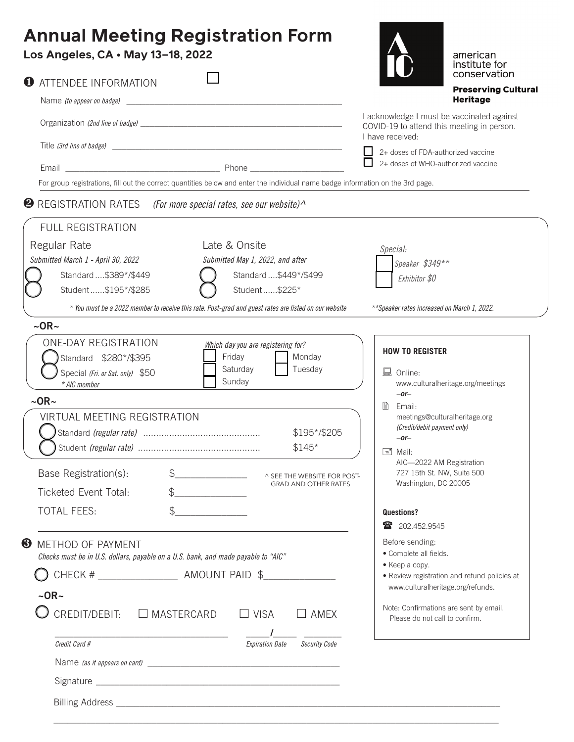# Annual Meeting Registration Form

**Los Angeles, CA • May 13–18, 2022**

american institute for conservation

**Preserving Cultural Heritage**

## ❶ ATTENDEE INFORMATION ☐

Name *(to appear on badge)* ______________________________

Organization *(2nd line of badge)* ______________________________

Title *(3rd line of badge)* ______________________________

Email ______________________ Phone ______________

I acknowledge I must be vaccinated against COVID-19 to attend this meeting in person. I have received:

- ☐ 2+ doses of FDA-authorized vaccine
- ☐ 2+ doses of WHO-authorized vaccine

For group registrations, fill out the correct quantities below and enter the individual name badge information on the 3rd page.

## ❷ REGISTRATION RATES *(For more special rates, see our website)^*

### FULL REGISTRATION

**Regular Rate**

*Submitted March 1 - April 30, 2022*

- ◯ Standard ....$389*/$449
- ◯ Student ......$195*/$285

**Late & Onsite**

*Submitted May 1, 2022, and after*

- ◯ Standard ....$449*/$499
- ◯ Student ......$225*

*Special:*

- ☐ *Speaker $349***
- ☐ *Exhibitor $0*

*\* You must be a 2022 member to receive this rate. Post-grad and guest rates are listed on our website*

*\*\*Speaker rates increased on March 1, 2022.*

**~OR~**

### ONE-DAY REGISTRATION

- ◯ Standard $280*/$395
- ◯ Special *(Fri. or Sat. only)* $50

*\* AIC member*

*Which day you are registering for?*

- ☐ Friday
- ☐ Saturday
- ☐ Sunday
- ☐ Monday
- ☐ Tuesday

**~OR~**

### VIRTUAL MEETING REGISTRATION

- ◯ Standard *(regular rate)* ............................................ $195*/$205
- ◯ Student *(regular rate)* .............................................. $145*

Base Registration(s): $______________

Ticketed Event Total: $______________

TOTAL FEES: $______________

^ SEE THE WEBSITE FOR POST-GRAD AND OTHER RATES

## ❸ METHOD OF PAYMENT

*Checks must be in U.S. dollars, payable on a U.S. bank, and made payable to "AIC"*

◯ CHECK # ______________ AMOUNT PAID $_____________

**~OR~**

◯ CREDIT/DEBIT: ☐ MASTERCARD ☐ VISA ☐ AMEX

________________________________ _____/_____ ________

*Credit Card #* *Expiration Date* *Security Code*

Name *(as it appears on card)* ______________________________

Signature ______________________________

Billing Address ______________________________

______________________________

**HOW TO REGISTER**

Online:
www.culturalheritage.org/meetings

*–or–*

Email:
meetings@culturalheritage.org
*(Credit/debit payment only)*

*–or–*

Mail:
AIC—2022 AM Registration
727 15th St. NW, Suite 500
Washington, DC 20005

**Questions?**

☎ 202.452.9545

Before sending:

- Complete all fields.
- Keep a copy.
- Review registration and refund policies at www.culturalheritage.org/refunds.

Note: Confirmations are sent by email. Please do not call to confirm.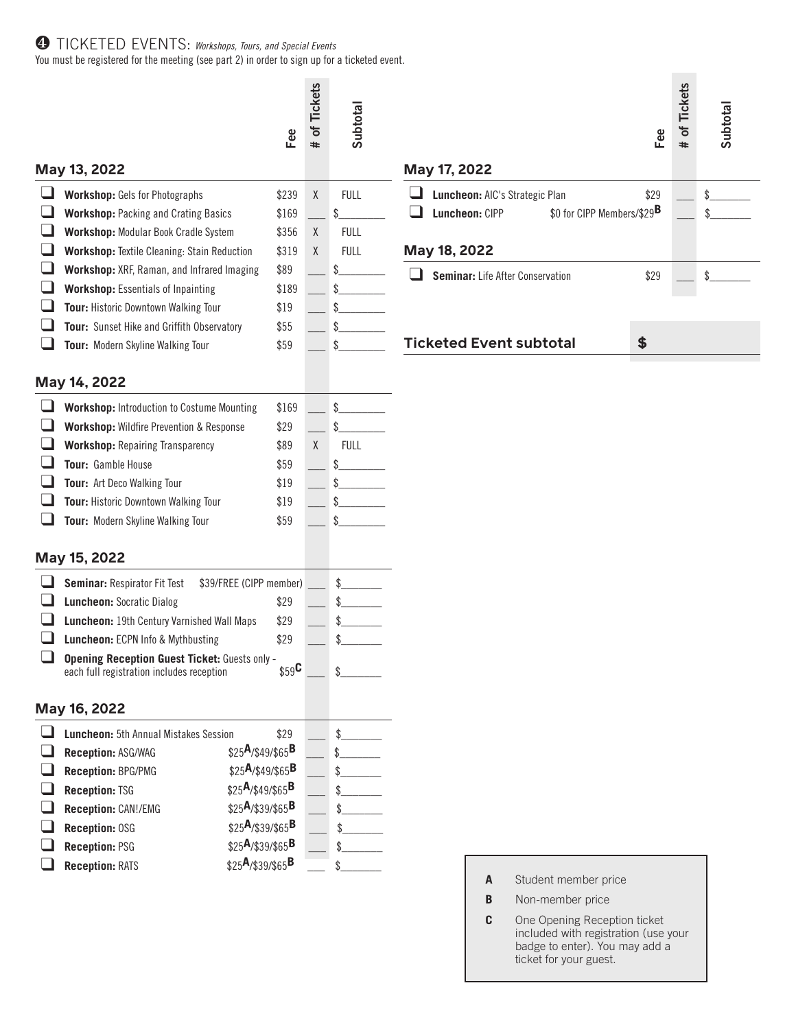## ❹ TICKETED EVENTS: *Workshops, Tours, and Special Events*

You must be registered for the meeting (see part 2) in order to sign up for a ticketed event.

### May 13, 2022

| | Fee | # of Tickets | Subtotal |
|---|---|---|---|
| ❑ **Workshop:** Gels for Photographs | $239 | X | FULL |
| ❑ **Workshop:** Packing and Crating Basics | $169 | ___ | $________ |
| ❑ **Workshop:** Modular Book Cradle System | $356 | X | FULL |
| ❑ **Workshop:** Textile Cleaning: Stain Reduction | $319 | X | FULL |
| ❑ **Workshop:** XRF, Raman, and Infrared Imaging | $89 | ___ | $________ |
| ❑ **Workshop:** Essentials of Inpainting | $189 | ___ | $________ |
| ❑ **Tour:** Historic Downtown Walking Tour | $19 | ___ | $________ |
| ❑ **Tour:** Sunset Hike and Griffith Observatory | $55 | ___ | $________ |
| ❑ **Tour:** Modern Skyline Walking Tour | $59 | ___ | $________ |

### May 14, 2022

| | Fee | # of Tickets | Subtotal |
|---|---|---|---|
| ❑ **Workshop:** Introduction to Costume Mounting | $169 | ___ | $________ |
| ❑ **Workshop:** Wildfire Prevention & Response | $29 | ___ | $________ |
| ❑ **Workshop:** Repairing Transparency | $89 | X | FULL |
| ❑ **Tour:** Gamble House | $59 | ___ | $________ |
| ❑ **Tour:** Art Deco Walking Tour | $19 | ___ | $________ |
| ❑ **Tour:** Historic Downtown Walking Tour | $19 | ___ | $________ |
| ❑ **Tour:** Modern Skyline Walking Tour | $59 | ___ | $________ |

### May 15, 2022

| | Fee | # of Tickets | Subtotal |
|---|---|---|---|
| ❑ **Seminar:** Respirator Fit Test | $39/FREE (CIPP member) | ___ | $________ |
| ❑ **Luncheon:** Socratic Dialog | $29 | ___ | $________ |
| ❑ **Luncheon:** 19th Century Varnished Wall Maps | $29 | ___ | $________ |
| ❑ **Luncheon:** ECPN Info & Mythbusting | $29 | ___ | $________ |
| ❑ **Opening Reception Guest Ticket:** Guests only - each full registration includes reception | $59 C | ___ | $________ |

### May 16, 2022

| | Fee | # of Tickets | Subtotal |
|---|---|---|---|
| ❑ **Luncheon:** 5th Annual Mistakes Session | $29 | ___ | $________ |
| ❑ **Reception:** ASG/WAG | $25 A/$49/$65 B | ___ | $________ |
| ❑ **Reception:** BPG/PMG | $25 A/$49/$65 B | ___ | $________ |
| ❑ **Reception:** TSG | $25 A/$49/$65 B | ___ | $________ |
| ❑ **Reception:** CAN!/EMG | $25 A/$39/$65 B | ___ | $________ |
| ❑ **Reception:** OSG | $25 A/$39/$65 B | ___ | $________ |
| ❑ **Reception:** PSG | $25 A/$39/$65 B | ___ | $________ |
| ❑ **Reception:** RATS | $25 A/$39/$65 B | ___ | $________ |

### May 17, 2022

| | Fee | # of Tickets | Subtotal |
|---|---|---|---|
| ❑ **Luncheon:** AIC's Strategic Plan | $29 | ___ | $________ |
| ❑ **Luncheon:** CIPP | $0 for CIPP Members/$29 B | ___ | $________ |

### May 18, 2022

| | Fee | # of Tickets | Subtotal |
|---|---|---|---|
| ❑ **Seminar:** Life After Conservation | $29 | ___ | $________ |

**Ticketed Event subtotal** **$**

**A** Student member price

**B** Non-member price

**C** One Opening Reception ticket included with registration (use your badge to enter). You may add a ticket for your guest.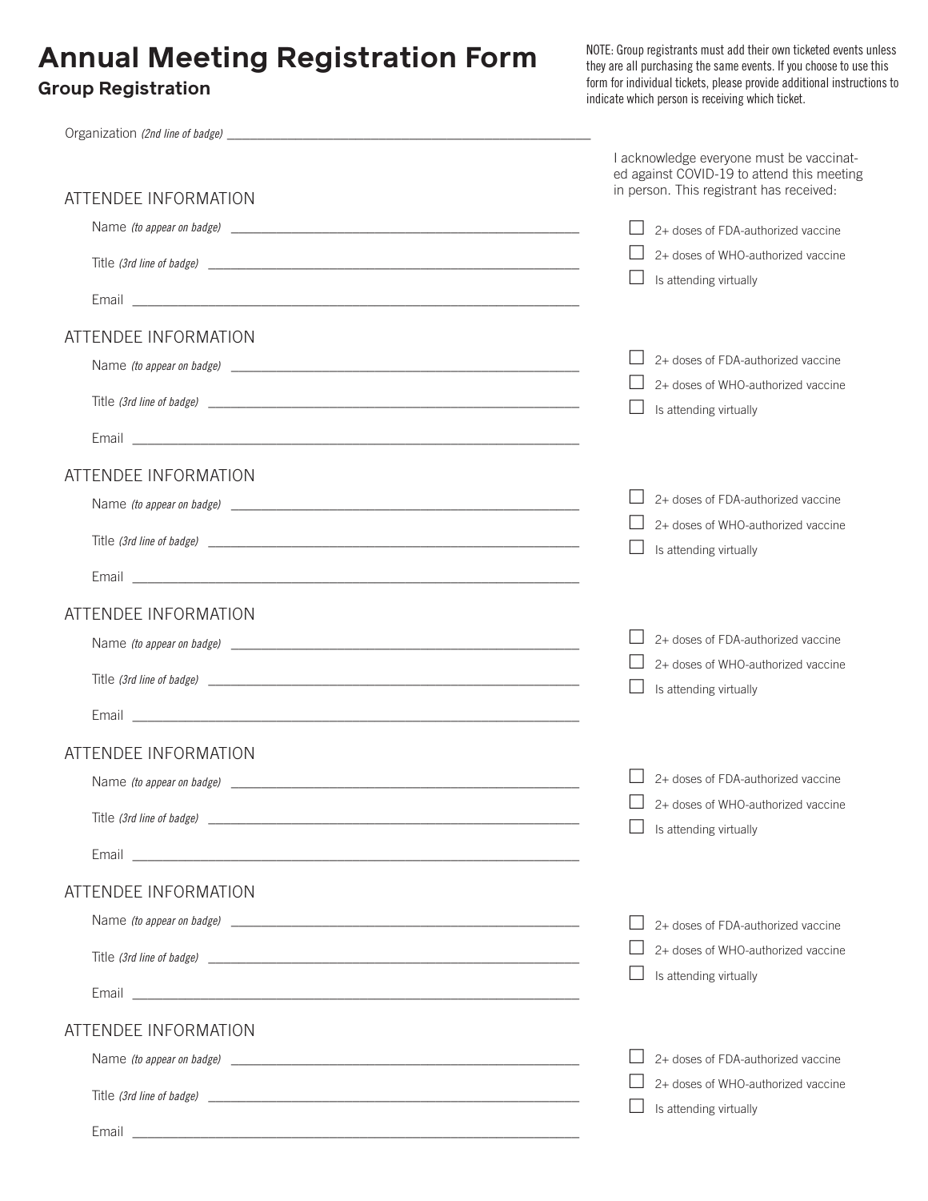# Annual Meeting Registration Form

## Group Registration

NOTE: Group registrants must add their own ticketed events unless they are all purchasing the same events. If you choose to use this form for individual tickets, please provide additional instructions to indicate which person is receiving which ticket.

Organization *(2nd line of badge)* ______________________________

I acknowledge everyone must be vaccinated against COVID-19 to attend this meeting in person. This registrant has received:

ATTENDEE INFORMATION

Name *(to appear on badge)* ______________________________

Title *(3rd line of badge)* ______________________________

Email ______________________________

- ☐ 2+ doses of FDA-authorized vaccine
- ☐ 2+ doses of WHO-authorized vaccine
- ☐ Is attending virtually

ATTENDEE INFORMATION

Name *(to appear on badge)* ______________________________

Title *(3rd line of badge)* ______________________________

Email ______________________________

- ☐ 2+ doses of FDA-authorized vaccine
- ☐ 2+ doses of WHO-authorized vaccine
- ☐ Is attending virtually

ATTENDEE INFORMATION

Name *(to appear on badge)* ______________________________

Title *(3rd line of badge)* ______________________________

Email ______________________________

- ☐ 2+ doses of FDA-authorized vaccine
- ☐ 2+ doses of WHO-authorized vaccine
- ☐ Is attending virtually

ATTENDEE INFORMATION

Name *(to appear on badge)* ______________________________

Title *(3rd line of badge)* ______________________________

Email ______________________________

- ☐ 2+ doses of FDA-authorized vaccine
- ☐ 2+ doses of WHO-authorized vaccine
- ☐ Is attending virtually

ATTENDEE INFORMATION

Name *(to appear on badge)* ______________________________

Title *(3rd line of badge)* ______________________________

Email ______________________________

- ☐ 2+ doses of FDA-authorized vaccine
- ☐ 2+ doses of WHO-authorized vaccine
- ☐ Is attending virtually

ATTENDEE INFORMATION

Name *(to appear on badge)* ______________________________

Title *(3rd line of badge)* ______________________________

Email ______________________________

- ☐ 2+ doses of FDA-authorized vaccine
- ☐ 2+ doses of WHO-authorized vaccine
- ☐ Is attending virtually

ATTENDEE INFORMATION

Name *(to appear on badge)* ______________________________

Title *(3rd line of badge)* ______________________________

Email ______________________________

- ☐ 2+ doses of FDA-authorized vaccine
- ☐ 2+ doses of WHO-authorized vaccine
- ☐ Is attending virtually